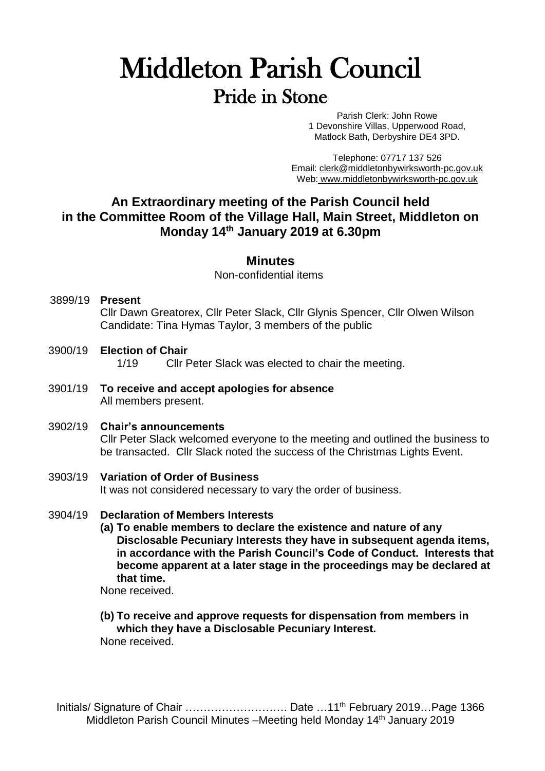# Middleton Parish Council

## Pride in Stone

Parish Clerk: John Rowe
1 Devonshire Villas, Upperwood Road,
Matlock Bath, Derbyshire DE4 3PD.

Telephone: 07717 137 526
Email: clerk@middletonbywirksworth-pc.gov.uk
Web: www.middletonbywirksworth-pc.gov.uk

### An Extraordinary meeting of the Parish Council held in the Committee Room of the Village Hall, Main Street, Middleton on Monday 14th January 2019 at 6.30pm

### Minutes

Non-confidential items

3899/19 **Present**
Cllr Dawn Greatorex, Cllr Peter Slack, Cllr Glynis Spencer, Cllr Olwen Wilson
Candidate: Tina Hymas Taylor, 3 members of the public

3900/19 **Election of Chair**
1/19 Cllr Peter Slack was elected to chair the meeting.

3901/19 **To receive and accept apologies for absence**
All members present.

3902/19 **Chair's announcements**
Cllr Peter Slack welcomed everyone to the meeting and outlined the business to be transacted. Cllr Slack noted the success of the Christmas Lights Event.

3903/19 **Variation of Order of Business**
It was not considered necessary to vary the order of business.

3904/19 **Declaration of Members Interests**

**(a) To enable members to declare the existence and nature of any Disclosable Pecuniary Interests they have in subsequent agenda items, in accordance with the Parish Council's Code of Conduct. Interests that become apparent at a later stage in the proceedings may be declared at that time.**
None received.

**(b) To receive and approve requests for dispensation from members in which they have a Disclosable Pecuniary Interest.**
None received.

Initials/ Signature of Chair ………………………. Date …11th February 2019…Page 1366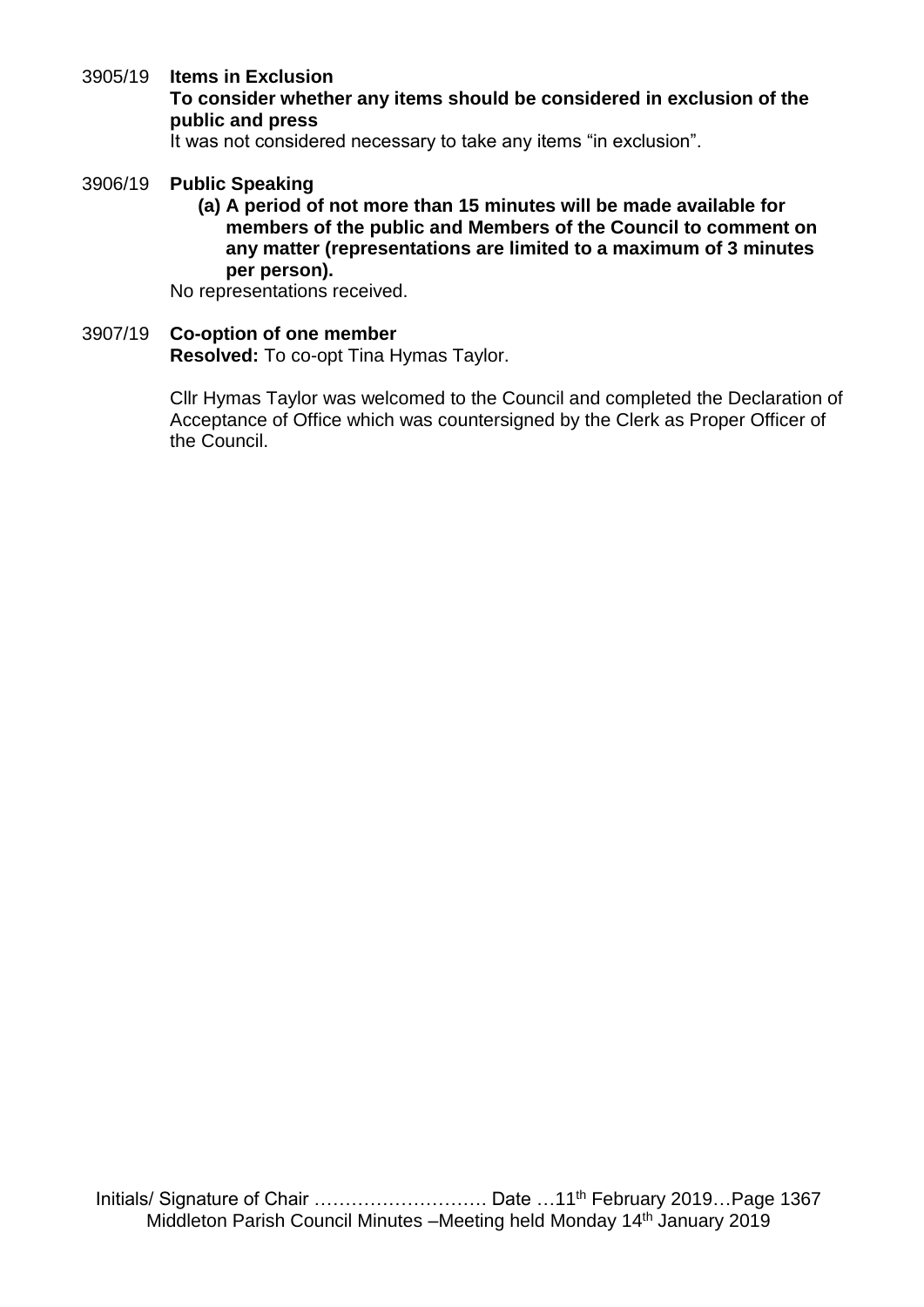3905/19 **Items in Exclusion**

**To consider whether any items should be considered in exclusion of the public and press**

It was not considered necessary to take any items "in exclusion".

3906/19 **Public Speaking**

**(a) A period of not more than 15 minutes will be made available for members of the public and Members of the Council to comment on any matter (representations are limited to a maximum of 3 minutes per person).**

No representations received.

3907/19 **Co-option of one member**

**Resolved:** To co-opt Tina Hymas Taylor.

Cllr Hymas Taylor was welcomed to the Council and completed the Declaration of Acceptance of Office which was countersigned by the Clerk as Proper Officer of the Council.

Initials/ Signature of Chair ………………………. Date …11th February 2019…Page 1367
Middleton Parish Council Minutes –Meeting held Monday 14th January 2019